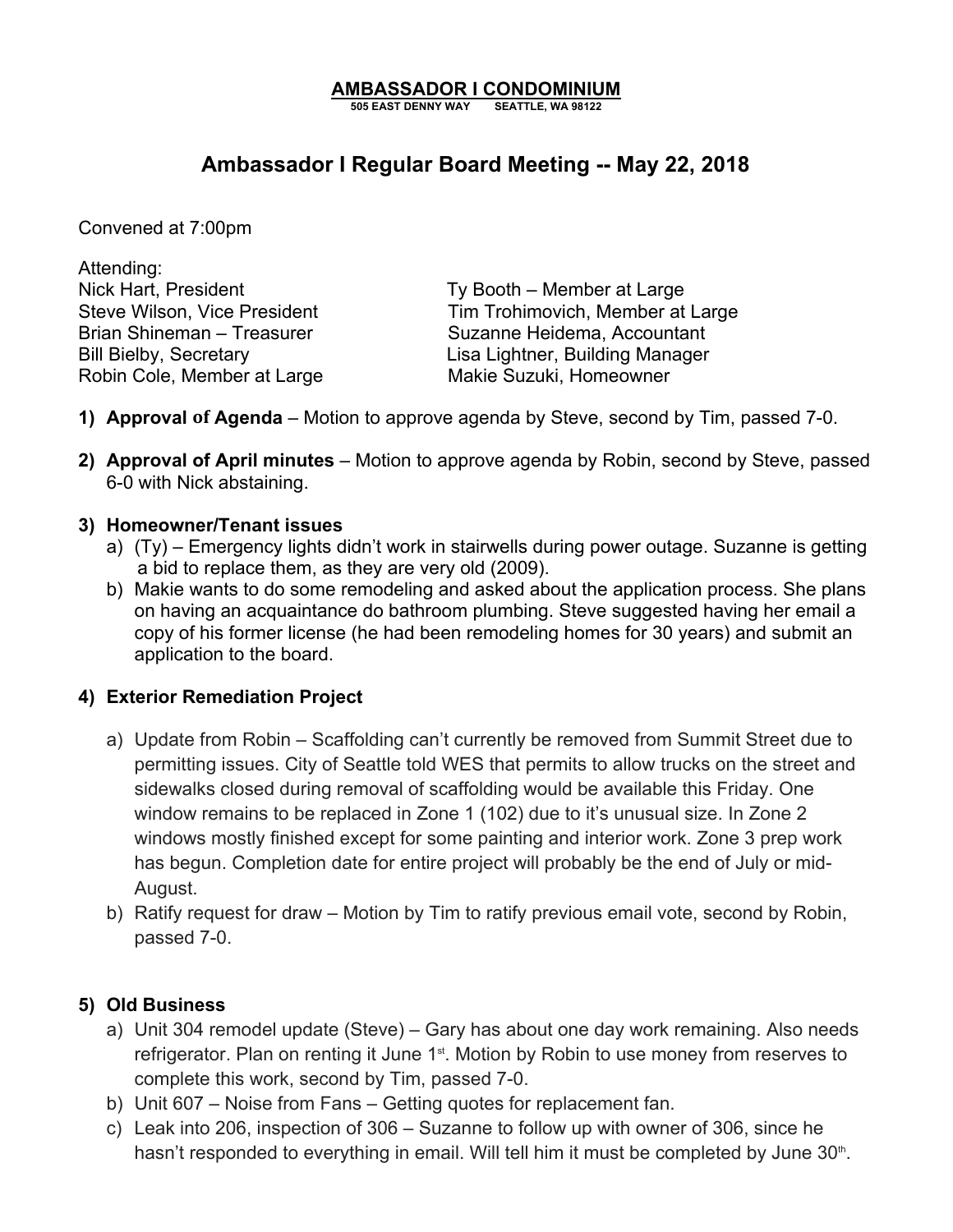**AMBASSADOR I CONDOMINIUM**
**505 EAST DENNY WAY SEATTLE, WA 98122**

# Ambassador I Regular Board Meeting -- May 22, 2018

Convened at 7:00pm

Attending:

Nick Hart, President
Steve Wilson, Vice President
Brian Shineman – Treasurer
Bill Bielby, Secretary
Robin Cole, Member at Large
Ty Booth – Member at Large
Tim Trohimovich, Member at Large
Suzanne Heidema, Accountant
Lisa Lightner, Building Manager
Makie Suzuki, Homeowner

1) **Approval of Agenda** – Motion to approve agenda by Steve, second by Tim, passed 7-0.

2) **Approval of April minutes** – Motion to approve agenda by Robin, second by Steve, passed 6-0 with Nick abstaining.

3) **Homeowner/Tenant issues**
   a) (Ty) – Emergency lights didn't work in stairwells during power outage. Suzanne is getting a bid to replace them, as they are very old (2009).
   b) Makie wants to do some remodeling and asked about the application process. She plans on having an acquaintance do bathroom plumbing. Steve suggested having her email a copy of his former license (he had been remodeling homes for 30 years) and submit an application to the board.

4) **Exterior Remediation Project**
   a) Update from Robin – Scaffolding can't currently be removed from Summit Street due to permitting issues. City of Seattle told WES that permits to allow trucks on the street and sidewalks closed during removal of scaffolding would be available this Friday. One window remains to be replaced in Zone 1 (102) due to it's unusual size. In Zone 2 windows mostly finished except for some painting and interior work. Zone 3 prep work has begun. Completion date for entire project will probably be the end of July or mid-August.
   b) Ratify request for draw – Motion by Tim to ratify previous email vote, second by Robin, passed 7-0.

5) **Old Business**
   a) Unit 304 remodel update (Steve) – Gary has about one day work remaining. Also needs refrigerator. Plan on renting it June 1st. Motion by Robin to use money from reserves to complete this work, second by Tim, passed 7-0.
   b) Unit 607 – Noise from Fans – Getting quotes for replacement fan.
   c) Leak into 206, inspection of 306 – Suzanne to follow up with owner of 306, since he hasn't responded to everything in email. Will tell him it must be completed by June 30th.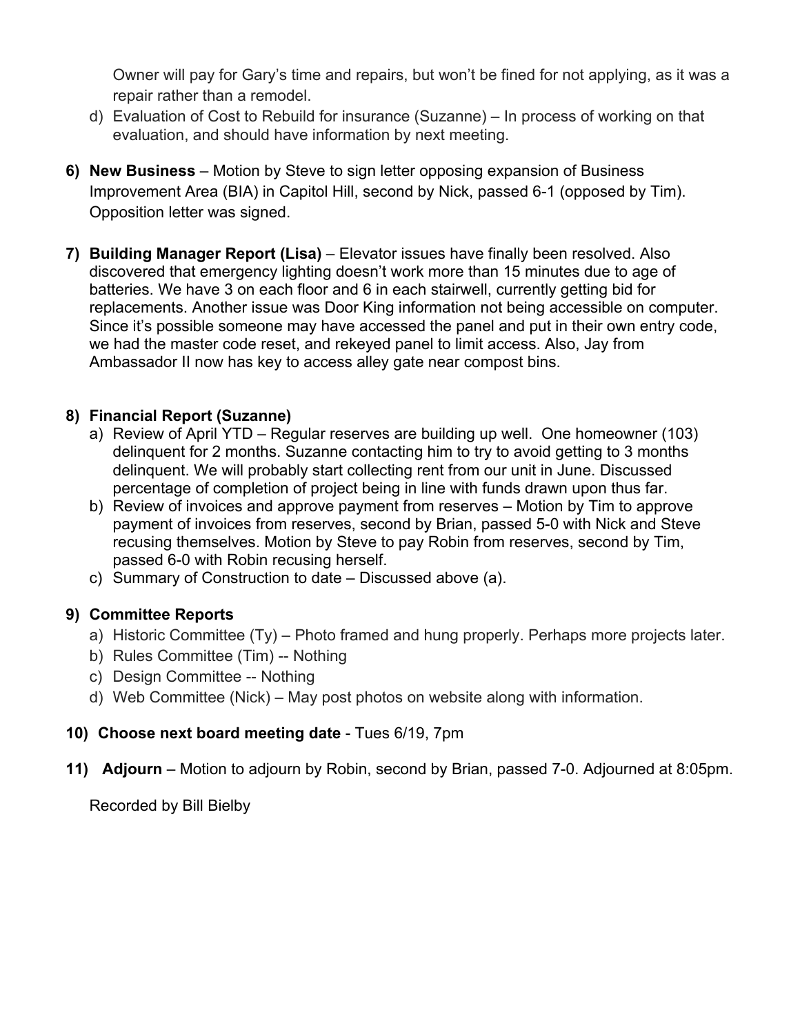Owner will pay for Gary's time and repairs, but won't be fined for not applying, as it was a repair rather than a remodel.

d) Evaluation of Cost to Rebuild for insurance (Suzanne) – In process of working on that evaluation, and should have information by next meeting.

6) **New Business** – Motion by Steve to sign letter opposing expansion of Business Improvement Area (BIA) in Capitol Hill, second by Nick, passed 6-1 (opposed by Tim). Opposition letter was signed.

7) **Building Manager Report (Lisa)** – Elevator issues have finally been resolved. Also discovered that emergency lighting doesn't work more than 15 minutes due to age of batteries. We have 3 on each floor and 6 in each stairwell, currently getting bid for replacements. Another issue was Door King information not being accessible on computer. Since it's possible someone may have accessed the panel and put in their own entry code, we had the master code reset, and rekeyed panel to limit access. Also, Jay from Ambassador II now has key to access alley gate near compost bins.

8) **Financial Report (Suzanne)**
   a) Review of April YTD – Regular reserves are building up well. One homeowner (103) delinquent for 2 months. Suzanne contacting him to try to avoid getting to 3 months delinquent. We will probably start collecting rent from our unit in June. Discussed percentage of completion of project being in line with funds drawn upon thus far.
   b) Review of invoices and approve payment from reserves – Motion by Tim to approve payment of invoices from reserves, second by Brian, passed 5-0 with Nick and Steve recusing themselves. Motion by Steve to pay Robin from reserves, second by Tim, passed 6-0 with Robin recusing herself.
   c) Summary of Construction to date – Discussed above (a).

9) **Committee Reports**
   a) Historic Committee (Ty) – Photo framed and hung properly. Perhaps more projects later.
   b) Rules Committee (Tim) -- Nothing
   c) Design Committee -- Nothing
   d) Web Committee (Nick) – May post photos on website along with information.

10) **Choose next board meeting date** - Tues 6/19, 7pm

11) **Adjourn** – Motion to adjourn by Robin, second by Brian, passed 7-0. Adjourned at 8:05pm.

Recorded by Bill Bielby